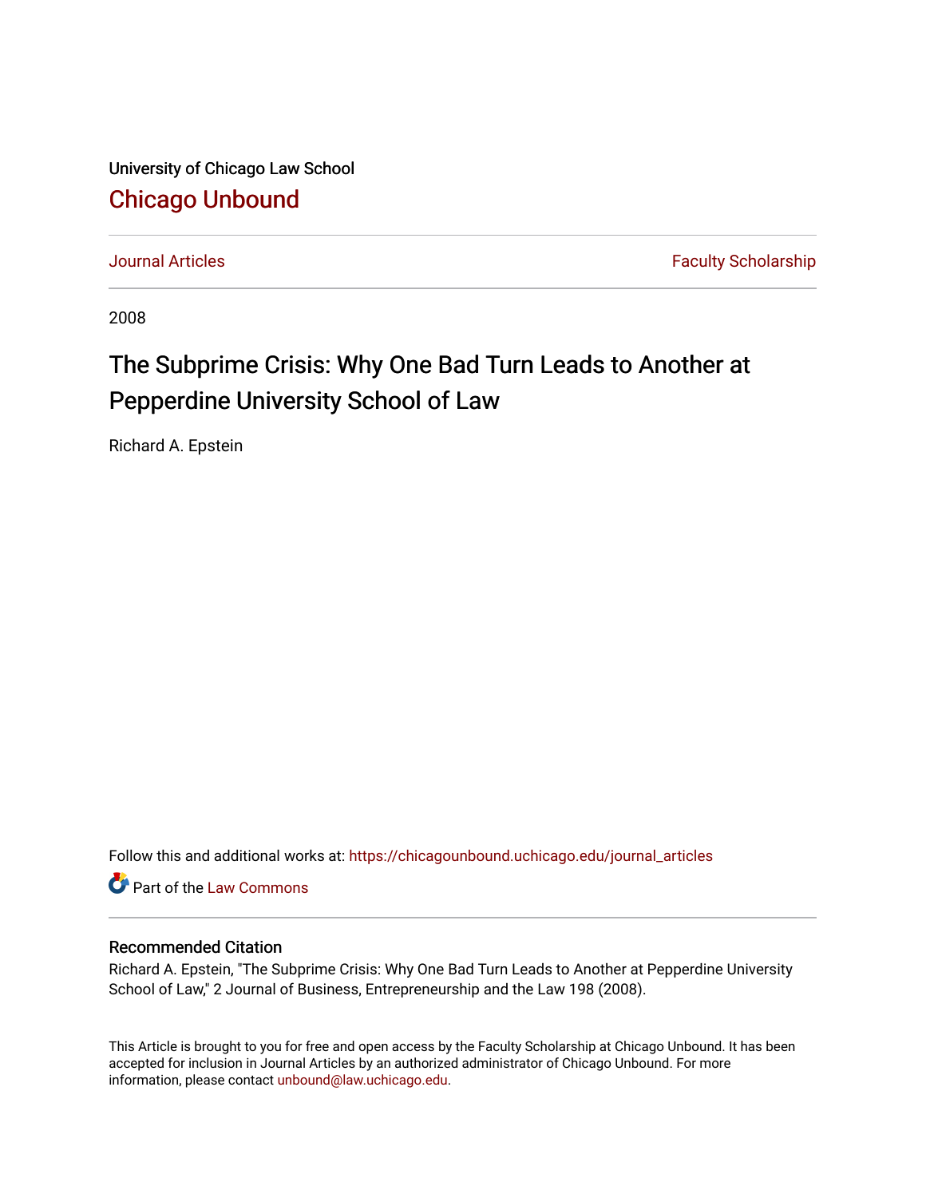University of Chicago Law School

## Chicago Unbound

Journal Articles | Faculty Scholarship

2008

# The Subprime Crisis: Why One Bad Turn Leads to Another at Pepperdine University School of Law

Richard A. Epstein

Follow this and additional works at: https://chicagounbound.uchicago.edu/journal_articles

Part of the Law Commons

### Recommended Citation

Richard A. Epstein, "The Subprime Crisis: Why One Bad Turn Leads to Another at Pepperdine University School of Law," 2 Journal of Business, Entrepreneurship and the Law 198 (2008).

This Article is brought to you for free and open access by the Faculty Scholarship at Chicago Unbound. It has been accepted for inclusion in Journal Articles by an authorized administrator of Chicago Unbound. For more information, please contact unbound@law.uchicago.edu.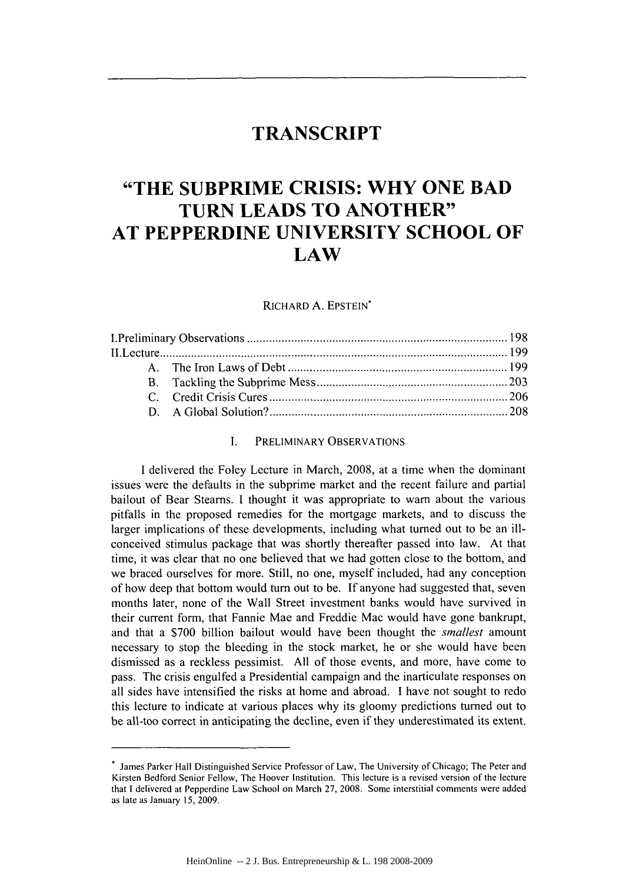# TRANSCRIPT

# "THE SUBPRIME CRISIS: WHY ONE BAD TURN LEADS TO ANOTHER" AT PEPPERDINE UNIVERSITY SCHOOL OF LAW

RICHARD A. EPSTEIN*

I. Preliminary Observations ..... 198
II. Lecture ..... 199
  A. The Iron Laws of Debt ..... 199
  B. Tackling the Subprime Mess ..... 203
  C. Credit Crisis Cures ..... 206
  D. A Global Solution? ..... 208

## I. PRELIMINARY OBSERVATIONS

I delivered the Foley Lecture in March, 2008, at a time when the dominant issues were the defaults in the subprime market and the recent failure and partial bailout of Bear Stearns. I thought it was appropriate to warn about the various pitfalls in the proposed remedies for the mortgage markets, and to discuss the larger implications of these developments, including what turned out to be an ill-conceived stimulus package that was shortly thereafter passed into law. At that time, it was clear that no one believed that we had gotten close to the bottom, and we braced ourselves for more. Still, no one, myself included, had any conception of how deep that bottom would turn out to be. If anyone had suggested that, seven months later, none of the Wall Street investment banks would have survived in their current form, that Fannie Mae and Freddie Mac would have gone bankrupt, and that a $700 billion bailout would have been thought the *smallest* amount necessary to stop the bleeding in the stock market, he or she would have been dismissed as a reckless pessimist. All of those events, and more, have come to pass. The crisis engulfed a Presidential campaign and the inarticulate responses on all sides have intensified the risks at home and abroad. I have not sought to redo this lecture to indicate at various places why its gloomy predictions turned out to be all-too correct in anticipating the decline, even if they underestimated its extent.

---

* James Parker Hall Distinguished Service Professor of Law, The University of Chicago; The Peter and Kirsten Bedford Senior Fellow, The Hoover Institution. This lecture is a revised version of the lecture that I delivered at Pepperdine Law School on March 27, 2008. Some interstitial comments were added as late as January 15, 2009.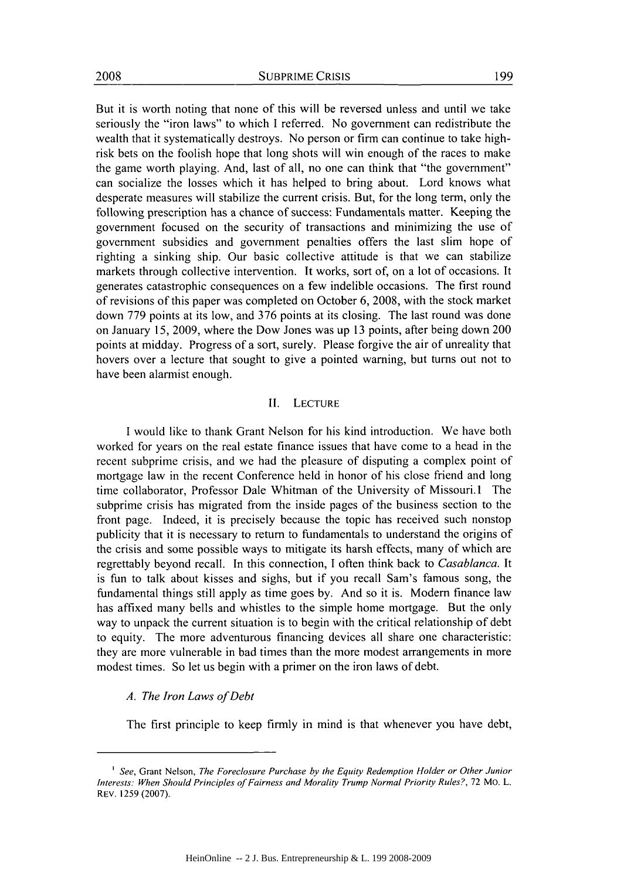But it is worth noting that none of this will be reversed unless and until we take seriously the "iron laws" to which I referred. No government can redistribute the wealth that it systematically destroys. No person or firm can continue to take high-risk bets on the foolish hope that long shots will win enough of the races to make the game worth playing. And, last of all, no one can think that "the government" can socialize the losses which it has helped to bring about. Lord knows what desperate measures will stabilize the current crisis. But, for the long term, only the following prescription has a chance of success: Fundamentals matter. Keeping the government focused on the security of transactions and minimizing the use of government subsidies and government penalties offers the last slim hope of righting a sinking ship. Our basic collective attitude is that we can stabilize markets through collective intervention. It works, sort of, on a lot of occasions. It generates catastrophic consequences on a few indelible occasions. The first round of revisions of this paper was completed on October 6, 2008, with the stock market down 779 points at its low, and 376 points at its closing. The last round was done on January 15, 2009, where the Dow Jones was up 13 points, after being down 200 points at midday. Progress of a sort, surely. Please forgive the air of unreality that hovers over a lecture that sought to give a pointed warning, but turns out not to have been alarmist enough.

## II. LECTURE

I would like to thank Grant Nelson for his kind introduction. We have both worked for years on the real estate finance issues that have come to a head in the recent subprime crisis, and we had the pleasure of disputing a complex point of mortgage law in the recent Conference held in honor of his close friend and long time collaborator, Professor Dale Whitman of the University of Missouri.[1] The subprime crisis has migrated from the inside pages of the business section to the front page. Indeed, it is precisely because the topic has received such nonstop publicity that it is necessary to return to fundamentals to understand the origins of the crisis and some possible ways to mitigate its harsh effects, many of which are regrettably beyond recall. In this connection, I often think back to *Casablanca.* It is fun to talk about kisses and sighs, but if you recall Sam's famous song, the fundamental things still apply as time goes by. And so it is. Modern finance law has affixed many bells and whistles to the simple home mortgage. But the only way to unpack the current situation is to begin with the critical relationship of debt to equity. The more adventurous financing devices all share one characteristic: they are more vulnerable in bad times than the more modest arrangements in more modest times. So let us begin with a primer on the iron laws of debt.

### *A. The Iron Laws of Debt*

The first principle to keep firmly in mind is that whenever you have debt,

---

[1] *See*, Grant Nelson, *The Foreclosure Purchase by the Equity Redemption Holder or Other Junior Interests: When Should Principles of Fairness and Morality Trump Normal Priority Rules?*, 72 MO. L. REV. 1259 (2007).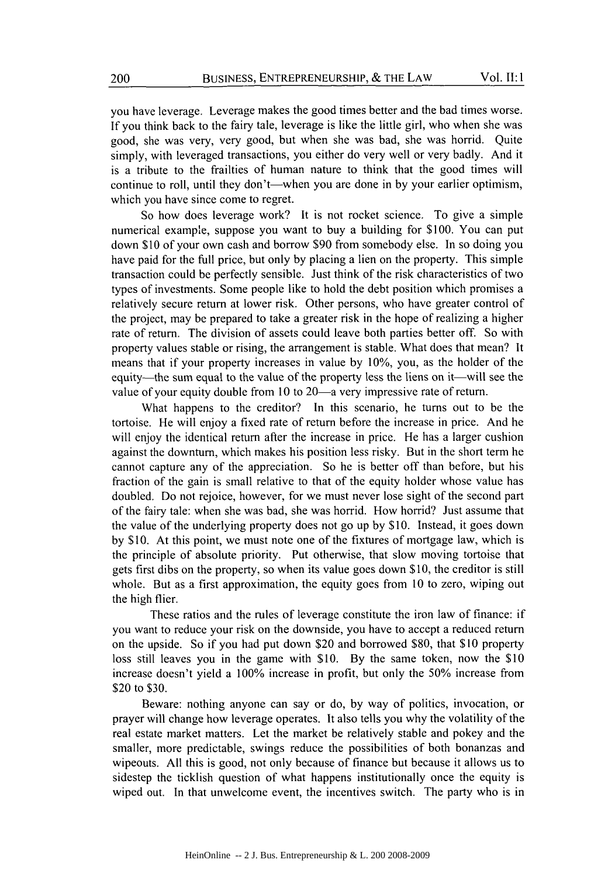you have leverage. Leverage makes the good times better and the bad times worse. If you think back to the fairy tale, leverage is like the little girl, who when she was good, she was very, very good, but when she was bad, she was horrid. Quite simply, with leveraged transactions, you either do very well or very badly. And it is a tribute to the frailties of human nature to think that the good times will continue to roll, until they don't—when you are done in by your earlier optimism, which you have since come to regret.

So how does leverage work? It is not rocket science. To give a simple numerical example, suppose you want to buy a building for $100. You can put down $10 of your own cash and borrow $90 from somebody else. In so doing you have paid for the full price, but only by placing a lien on the property. This simple transaction could be perfectly sensible. Just think of the risk characteristics of two types of investments. Some people like to hold the debt position which promises a relatively secure return at lower risk. Other persons, who have greater control of the project, may be prepared to take a greater risk in the hope of realizing a higher rate of return. The division of assets could leave both parties better off. So with property values stable or rising, the arrangement is stable. What does that mean? It means that if your property increases in value by 10%, you, as the holder of the equity—the sum equal to the value of the property less the liens on it—will see the value of your equity double from 10 to 20—a very impressive rate of return.

What happens to the creditor? In this scenario, he turns out to be the tortoise. He will enjoy a fixed rate of return before the increase in price. And he will enjoy the identical return after the increase in price. He has a larger cushion against the downturn, which makes his position less risky. But in the short term he cannot capture any of the appreciation. So he is better off than before, but his fraction of the gain is small relative to that of the equity holder whose value has doubled. Do not rejoice, however, for we must never lose sight of the second part of the fairy tale: when she was bad, she was horrid. How horrid? Just assume that the value of the underlying property does not go up by $10. Instead, it goes down by $10. At this point, we must note one of the fixtures of mortgage law, which is the principle of absolute priority. Put otherwise, that slow moving tortoise that gets first dibs on the property, so when its value goes down $10, the creditor is still whole. But as a first approximation, the equity goes from 10 to zero, wiping out the high flier.

These ratios and the rules of leverage constitute the iron law of finance: if you want to reduce your risk on the downside, you have to accept a reduced return on the upside. So if you had put down $20 and borrowed $80, that $10 property loss still leaves you in the game with $10. By the same token, now the $10 increase doesn't yield a 100% increase in profit, but only the 50% increase from $20 to $30.

Beware: nothing anyone can say or do, by way of politics, invocation, or prayer will change how leverage operates. It also tells you why the volatility of the real estate market matters. Let the market be relatively stable and pokey and the smaller, more predictable, swings reduce the possibilities of both bonanzas and wipeouts. All this is good, not only because of finance but because it allows us to sidestep the ticklish question of what happens institutionally once the equity is wiped out. In that unwelcome event, the incentives switch. The party who is in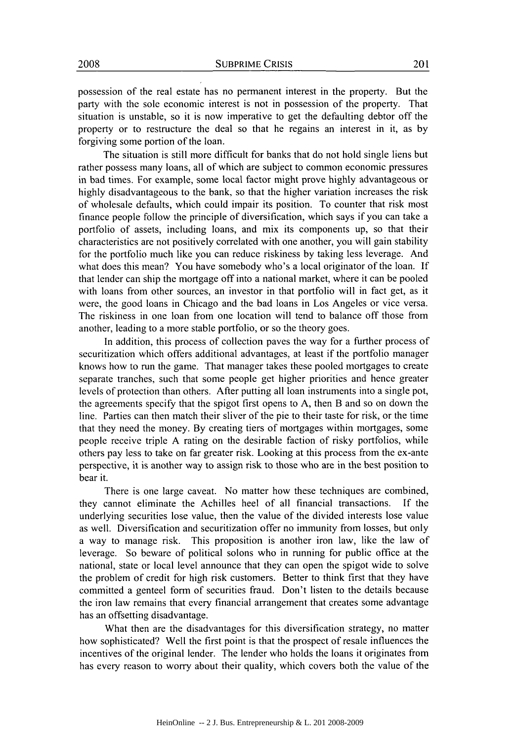possession of the real estate has no permanent interest in the property. But the party with the sole economic interest is not in possession of the property. That situation is unstable, so it is now imperative to get the defaulting debtor off the property or to restructure the deal so that he regains an interest in it, as by forgiving some portion of the loan.

The situation is still more difficult for banks that do not hold single liens but rather possess many loans, all of which are subject to common economic pressures in bad times. For example, some local factor might prove highly advantageous or highly disadvantageous to the bank, so that the higher variation increases the risk of wholesale defaults, which could impair its position. To counter that risk most finance people follow the principle of diversification, which says if you can take a portfolio of assets, including loans, and mix its components up, so that their characteristics are not positively correlated with one another, you will gain stability for the portfolio much like you can reduce riskiness by taking less leverage. And what does this mean? You have somebody who's a local originator of the loan. If that lender can ship the mortgage off into a national market, where it can be pooled with loans from other sources, an investor in that portfolio will in fact get, as it were, the good loans in Chicago and the bad loans in Los Angeles or vice versa. The riskiness in one loan from one location will tend to balance off those from another, leading to a more stable portfolio, or so the theory goes.

In addition, this process of collection paves the way for a further process of securitization which offers additional advantages, at least if the portfolio manager knows how to run the game. That manager takes these pooled mortgages to create separate tranches, such that some people get higher priorities and hence greater levels of protection than others. After putting all loan instruments into a single pot, the agreements specify that the spigot first opens to A, then B and so on down the line. Parties can then match their sliver of the pie to their taste for risk, or the time that they need the money. By creating tiers of mortgages within mortgages, some people receive triple A rating on the desirable faction of risky portfolios, while others pay less to take on far greater risk. Looking at this process from the ex-ante perspective, it is another way to assign risk to those who are in the best position to bear it.

There is one large caveat. No matter how these techniques are combined, they cannot eliminate the Achilles heel of all financial transactions. If the underlying securities lose value, then the value of the divided interests lose value as well. Diversification and securitization offer no immunity from losses, but only a way to manage risk. This proposition is another iron law, like the law of leverage. So beware of political solons who in running for public office at the national, state or local level announce that they can open the spigot wide to solve the problem of credit for high risk customers. Better to think first that they have committed a genteel form of securities fraud. Don't listen to the details because the iron law remains that every financial arrangement that creates some advantage has an offsetting disadvantage.

What then are the disadvantages for this diversification strategy, no matter how sophisticated? Well the first point is that the prospect of resale influences the incentives of the original lender. The lender who holds the loans it originates from has every reason to worry about their quality, which covers both the value of the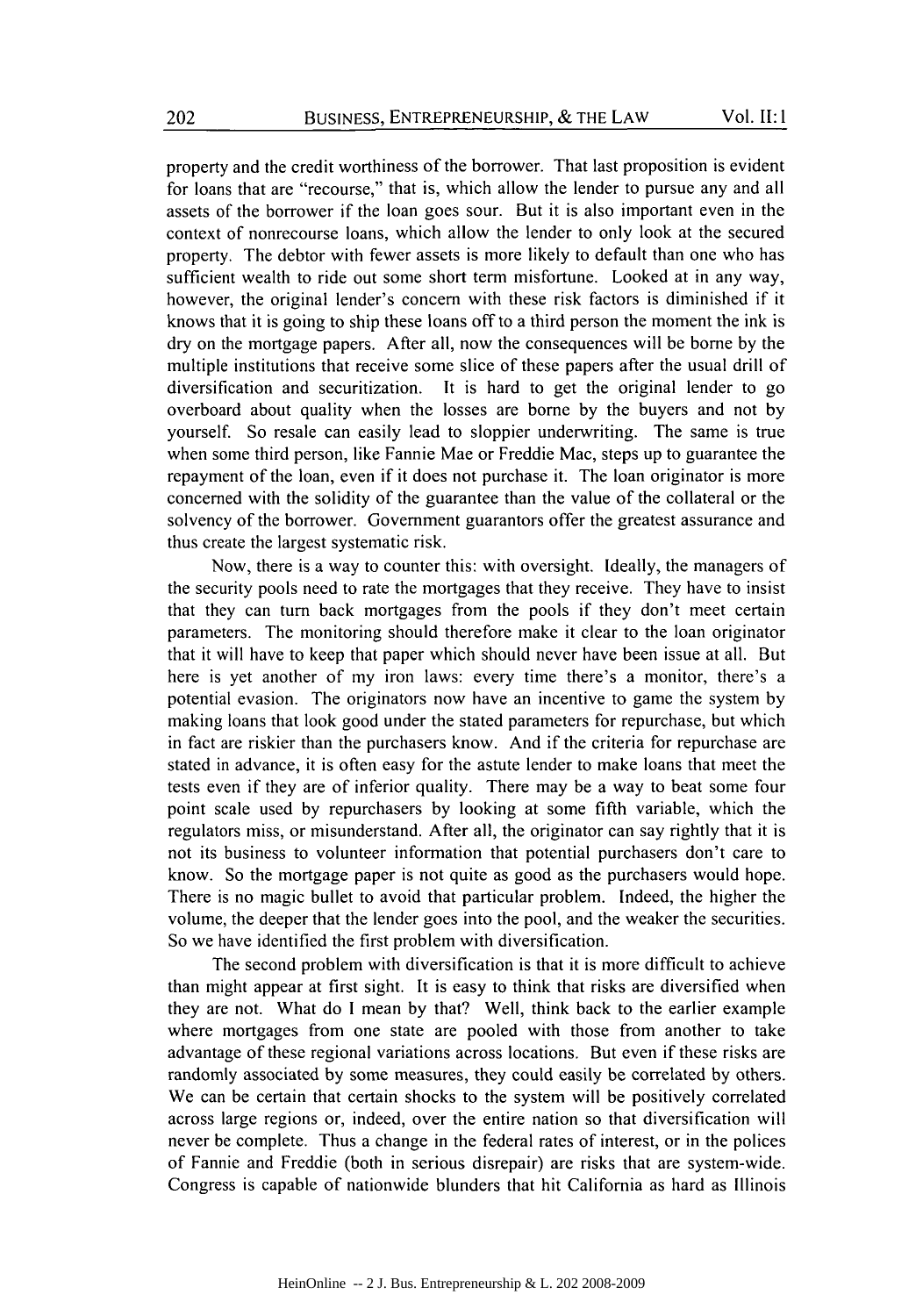property and the credit worthiness of the borrower. That last proposition is evident for loans that are "recourse," that is, which allow the lender to pursue any and all assets of the borrower if the loan goes sour. But it is also important even in the context of nonrecourse loans, which allow the lender to only look at the secured property. The debtor with fewer assets is more likely to default than one who has sufficient wealth to ride out some short term misfortune. Looked at in any way, however, the original lender's concern with these risk factors is diminished if it knows that it is going to ship these loans off to a third person the moment the ink is dry on the mortgage papers. After all, now the consequences will be borne by the multiple institutions that receive some slice of these papers after the usual drill of diversification and securitization. It is hard to get the original lender to go overboard about quality when the losses are borne by the buyers and not by yourself. So resale can easily lead to sloppier underwriting. The same is true when some third person, like Fannie Mae or Freddie Mac, steps up to guarantee the repayment of the loan, even if it does not purchase it. The loan originator is more concerned with the solidity of the guarantee than the value of the collateral or the solvency of the borrower. Government guarantors offer the greatest assurance and thus create the largest systematic risk.

Now, there is a way to counter this: with oversight. Ideally, the managers of the security pools need to rate the mortgages that they receive. They have to insist that they can turn back mortgages from the pools if they don't meet certain parameters. The monitoring should therefore make it clear to the loan originator that it will have to keep that paper which should never have been issue at all. But here is yet another of my iron laws: every time there's a monitor, there's a potential evasion. The originators now have an incentive to game the system by making loans that look good under the stated parameters for repurchase, but which in fact are riskier than the purchasers know. And if the criteria for repurchase are stated in advance, it is often easy for the astute lender to make loans that meet the tests even if they are of inferior quality. There may be a way to beat some four point scale used by repurchasers by looking at some fifth variable, which the regulators miss, or misunderstand. After all, the originator can say rightly that it is not its business to volunteer information that potential purchasers don't care to know. So the mortgage paper is not quite as good as the purchasers would hope. There is no magic bullet to avoid that particular problem. Indeed, the higher the volume, the deeper that the lender goes into the pool, and the weaker the securities. So we have identified the first problem with diversification.

The second problem with diversification is that it is more difficult to achieve than might appear at first sight. It is easy to think that risks are diversified when they are not. What do I mean by that? Well, think back to the earlier example where mortgages from one state are pooled with those from another to take advantage of these regional variations across locations. But even if these risks are randomly associated by some measures, they could easily be correlated by others. We can be certain that certain shocks to the system will be positively correlated across large regions or, indeed, over the entire nation so that diversification will never be complete. Thus a change in the federal rates of interest, or in the polices of Fannie and Freddie (both in serious disrepair) are risks that are system-wide. Congress is capable of nationwide blunders that hit California as hard as Illinois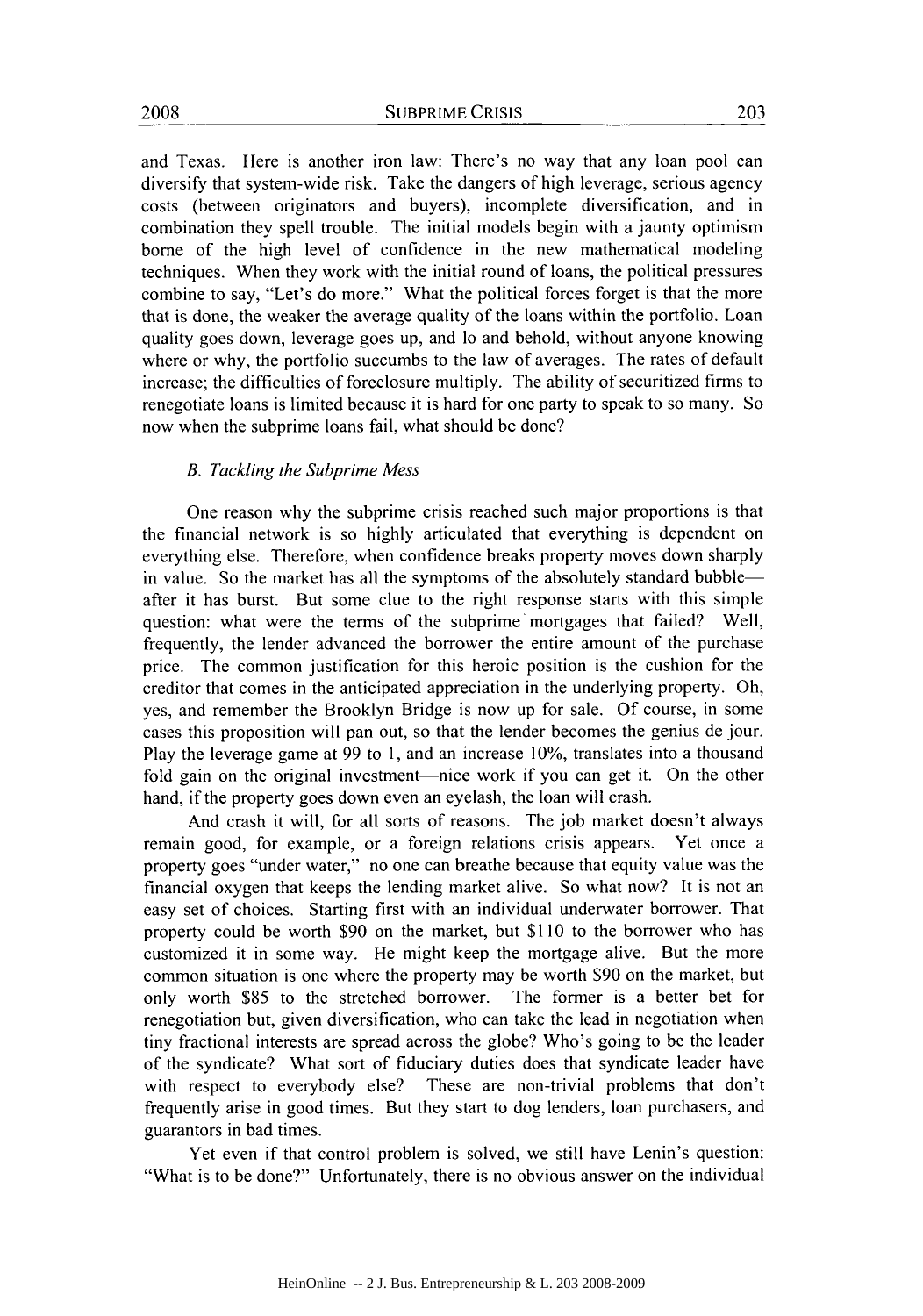and Texas. Here is another iron law: There's no way that any loan pool can diversify that system-wide risk. Take the dangers of high leverage, serious agency costs (between originators and buyers), incomplete diversification, and in combination they spell trouble. The initial models begin with a jaunty optimism borne of the high level of confidence in the new mathematical modeling techniques. When they work with the initial round of loans, the political pressures combine to say, "Let's do more." What the political forces forget is that the more that is done, the weaker the average quality of the loans within the portfolio. Loan quality goes down, leverage goes up, and lo and behold, without anyone knowing where or why, the portfolio succumbs to the law of averages. The rates of default increase; the difficulties of foreclosure multiply. The ability of securitized firms to renegotiate loans is limited because it is hard for one party to speak to so many. So now when the subprime loans fail, what should be done?

### *B. Tackling the Subprime Mess*

One reason why the subprime crisis reached such major proportions is that the financial network is so highly articulated that everything is dependent on everything else. Therefore, when confidence breaks property moves down sharply in value. So the market has all the symptoms of the absolutely standard bubble—after it has burst. But some clue to the right response starts with this simple question: what were the terms of the subprime mortgages that failed? Well, frequently, the lender advanced the borrower the entire amount of the purchase price. The common justification for this heroic position is the cushion for the creditor that comes in the anticipated appreciation in the underlying property. Oh, yes, and remember the Brooklyn Bridge is now up for sale. Of course, in some cases this proposition will pan out, so that the lender becomes the genius de jour. Play the leverage game at 99 to 1, and an increase 10%, translates into a thousand fold gain on the original investment—nice work if you can get it. On the other hand, if the property goes down even an eyelash, the loan will crash.

And crash it will, for all sorts of reasons. The job market doesn't always remain good, for example, or a foreign relations crisis appears. Yet once a property goes "under water," no one can breathe because that equity value was the financial oxygen that keeps the lending market alive. So what now? It is not an easy set of choices. Starting first with an individual underwater borrower. That property could be worth $90 on the market, but $110 to the borrower who has customized it in some way. He might keep the mortgage alive. But the more common situation is one where the property may be worth $90 on the market, but only worth $85 to the stretched borrower. The former is a better bet for renegotiation but, given diversification, who can take the lead in negotiation when tiny fractional interests are spread across the globe? Who's going to be the leader of the syndicate? What sort of fiduciary duties does that syndicate leader have with respect to everybody else? These are non-trivial problems that don't frequently arise in good times. But they start to dog lenders, loan purchasers, and guarantors in bad times.

Yet even if that control problem is solved, we still have Lenin's question: "What is to be done?" Unfortunately, there is no obvious answer on the individual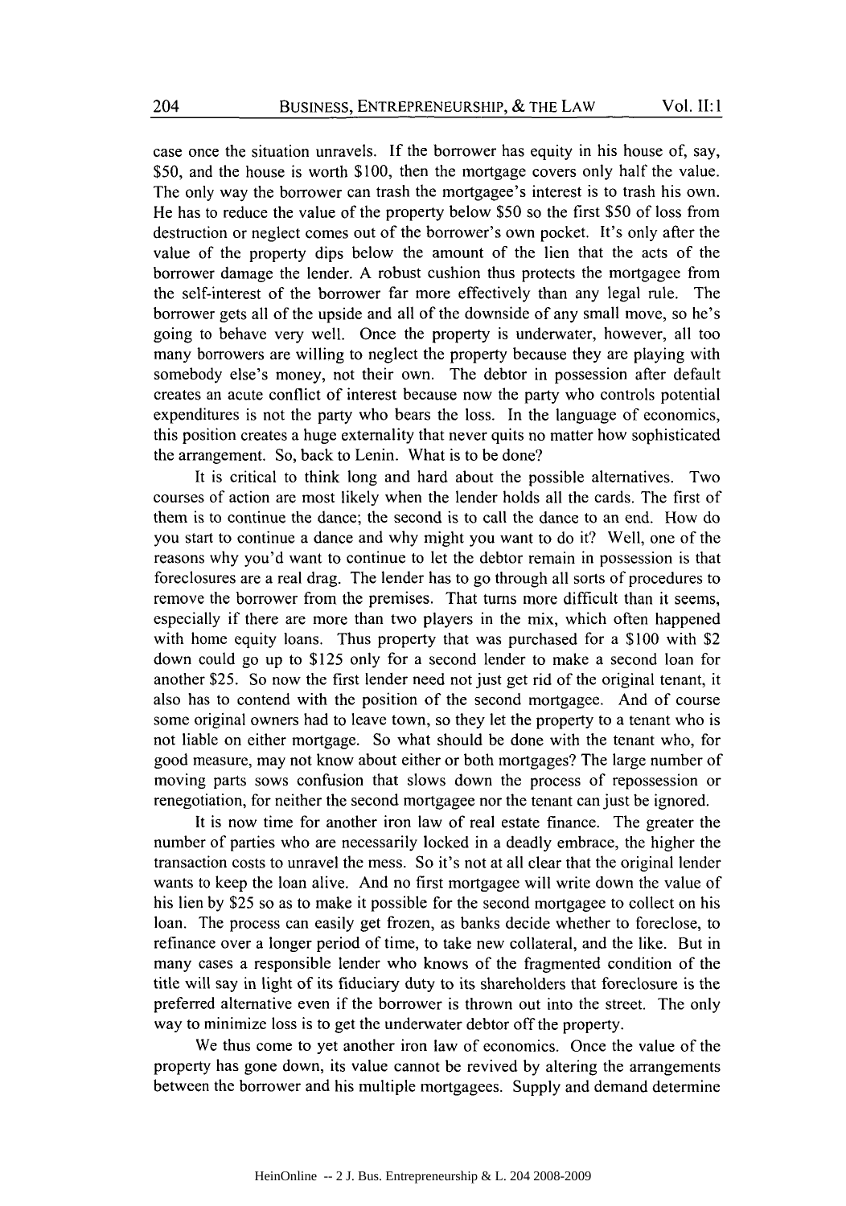case once the situation unravels. If the borrower has equity in his house of, say, $50, and the house is worth $100, then the mortgage covers only half the value. The only way the borrower can trash the mortgagee's interest is to trash his own. He has to reduce the value of the property below $50 so the first $50 of loss from destruction or neglect comes out of the borrower's own pocket. It's only after the value of the property dips below the amount of the lien that the acts of the borrower damage the lender. A robust cushion thus protects the mortgagee from the self-interest of the borrower far more effectively than any legal rule. The borrower gets all of the upside and all of the downside of any small move, so he's going to behave very well. Once the property is underwater, however, all too many borrowers are willing to neglect the property because they are playing with somebody else's money, not their own. The debtor in possession after default creates an acute conflict of interest because now the party who controls potential expenditures is not the party who bears the loss. In the language of economics, this position creates a huge externality that never quits no matter how sophisticated the arrangement. So, back to Lenin. What is to be done?

It is critical to think long and hard about the possible alternatives. Two courses of action are most likely when the lender holds all the cards. The first of them is to continue the dance; the second is to call the dance to an end. How do you start to continue a dance and why might you want to do it? Well, one of the reasons why you'd want to continue to let the debtor remain in possession is that foreclosures are a real drag. The lender has to go through all sorts of procedures to remove the borrower from the premises. That turns more difficult than it seems, especially if there are more than two players in the mix, which often happened with home equity loans. Thus property that was purchased for a $100 with $2 down could go up to $125 only for a second lender to make a second loan for another $25. So now the first lender need not just get rid of the original tenant, it also has to contend with the position of the second mortgagee. And of course some original owners had to leave town, so they let the property to a tenant who is not liable on either mortgage. So what should be done with the tenant who, for good measure, may not know about either or both mortgages? The large number of moving parts sows confusion that slows down the process of repossession or renegotiation, for neither the second mortgagee nor the tenant can just be ignored.

It is now time for another iron law of real estate finance. The greater the number of parties who are necessarily locked in a deadly embrace, the higher the transaction costs to unravel the mess. So it's not at all clear that the original lender wants to keep the loan alive. And no first mortgagee will write down the value of his lien by $25 so as to make it possible for the second mortgagee to collect on his loan. The process can easily get frozen, as banks decide whether to foreclose, to refinance over a longer period of time, to take new collateral, and the like. But in many cases a responsible lender who knows of the fragmented condition of the title will say in light of its fiduciary duty to its shareholders that foreclosure is the preferred alternative even if the borrower is thrown out into the street. The only way to minimize loss is to get the underwater debtor off the property.

We thus come to yet another iron law of economics. Once the value of the property has gone down, its value cannot be revived by altering the arrangements between the borrower and his multiple mortgagees. Supply and demand determine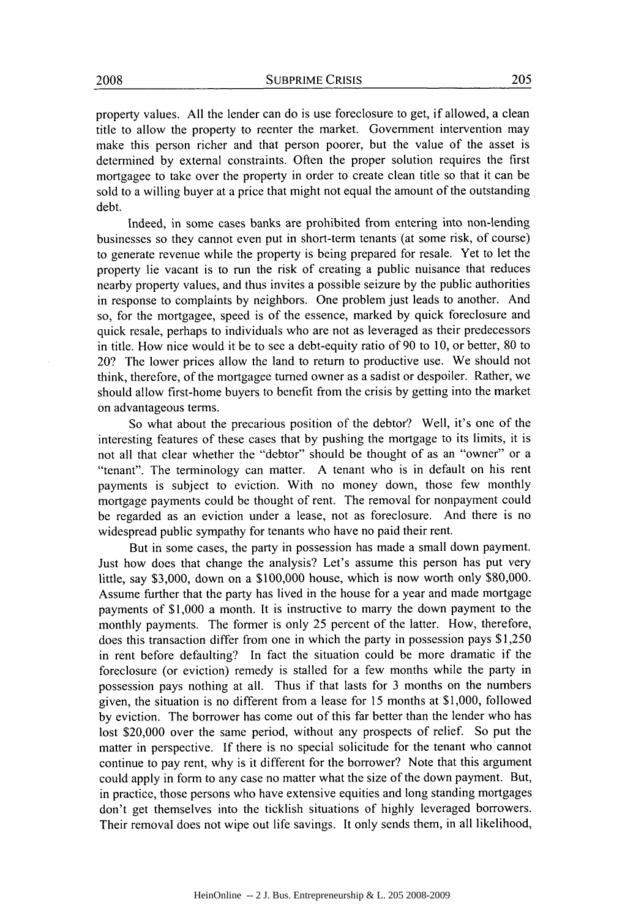property values. All the lender can do is use foreclosure to get, if allowed, a clean title to allow the property to reenter the market. Government intervention may make this person richer and that person poorer, but the value of the asset is determined by external constraints. Often the proper solution requires the first mortgagee to take over the property in order to create clean title so that it can be sold to a willing buyer at a price that might not equal the amount of the outstanding debt.

Indeed, in some cases banks are prohibited from entering into non-lending businesses so they cannot even put in short-term tenants (at some risk, of course) to generate revenue while the property is being prepared for resale. Yet to let the property lie vacant is to run the risk of creating a public nuisance that reduces nearby property values, and thus invites a possible seizure by the public authorities in response to complaints by neighbors. One problem just leads to another. And so, for the mortgagee, speed is of the essence, marked by quick foreclosure and quick resale, perhaps to individuals who are not as leveraged as their predecessors in title. How nice would it be to see a debt-equity ratio of 90 to 10, or better, 80 to 20? The lower prices allow the land to return to productive use. We should not think, therefore, of the mortgagee turned owner as a sadist or despoiler. Rather, we should allow first-home buyers to benefit from the crisis by getting into the market on advantageous terms.

So what about the precarious position of the debtor? Well, it's one of the interesting features of these cases that by pushing the mortgage to its limits, it is not all that clear whether the "debtor" should be thought of as an "owner" or a "tenant". The terminology can matter. A tenant who is in default on his rent payments is subject to eviction. With no money down, those few monthly mortgage payments could be thought of rent. The removal for nonpayment could be regarded as an eviction under a lease, not as foreclosure. And there is no widespread public sympathy for tenants who have no paid their rent.

But in some cases, the party in possession has made a small down payment. Just how does that change the analysis? Let's assume this person has put very little, say $3,000, down on a $100,000 house, which is now worth only $80,000. Assume further that the party has lived in the house for a year and made mortgage payments of $1,000 a month. It is instructive to marry the down payment to the monthly payments. The former is only 25 percent of the latter. How, therefore, does this transaction differ from one in which the party in possession pays $1,250 in rent before defaulting? In fact the situation could be more dramatic if the foreclosure (or eviction) remedy is stalled for a few months while the party in possession pays nothing at all. Thus if that lasts for 3 months on the numbers given, the situation is no different from a lease for 15 months at $1,000, followed by eviction. The borrower has come out of this far better than the lender who has lost $20,000 over the same period, without any prospects of relief. So put the matter in perspective. If there is no special solicitude for the tenant who cannot continue to pay rent, why is it different for the borrower? Note that this argument could apply in form to any case no matter what the size of the down payment. But, in practice, those persons who have extensive equities and long standing mortgages don't get themselves into the ticklish situations of highly leveraged borrowers. Their removal does not wipe out life savings. It only sends them, in all likelihood,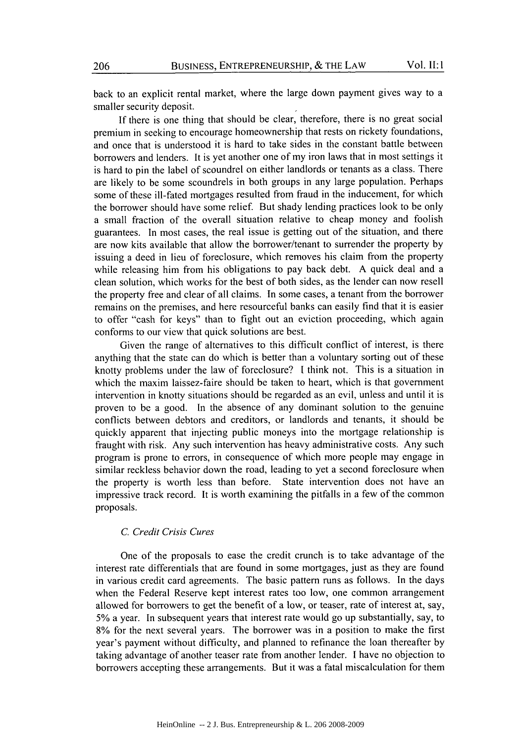back to an explicit rental market, where the large down payment gives way to a smaller security deposit.

If there is one thing that should be clear, therefore, there is no great social premium in seeking to encourage homeownership that rests on rickety foundations, and once that is understood it is hard to take sides in the constant battle between borrowers and lenders. It is yet another one of my iron laws that in most settings it is hard to pin the label of scoundrel on either landlords or tenants as a class. There are likely to be some scoundrels in both groups in any large population. Perhaps some of these ill-fated mortgages resulted from fraud in the inducement, for which the borrower should have some relief. But shady lending practices look to be only a small fraction of the overall situation relative to cheap money and foolish guarantees. In most cases, the real issue is getting out of the situation, and there are now kits available that allow the borrower/tenant to surrender the property by issuing a deed in lieu of foreclosure, which removes his claim from the property while releasing him from his obligations to pay back debt. A quick deal and a clean solution, which works for the best of both sides, as the lender can now resell the property free and clear of all claims. In some cases, a tenant from the borrower remains on the premises, and here resourceful banks can easily find that it is easier to offer "cash for keys" than to fight out an eviction proceeding, which again conforms to our view that quick solutions are best.

Given the range of alternatives to this difficult conflict of interest, is there anything that the state can do which is better than a voluntary sorting out of these knotty problems under the law of foreclosure? I think not. This is a situation in which the maxim laissez-faire should be taken to heart, which is that government intervention in knotty situations should be regarded as an evil, unless and until it is proven to be a good. In the absence of any dominant solution to the genuine conflicts between debtors and creditors, or landlords and tenants, it should be quickly apparent that injecting public moneys into the mortgage relationship is fraught with risk. Any such intervention has heavy administrative costs. Any such program is prone to errors, in consequence of which more people may engage in similar reckless behavior down the road, leading to yet a second foreclosure when the property is worth less than before. State intervention does not have an impressive track record. It is worth examining the pitfalls in a few of the common proposals.

### *C. Credit Crisis Cures*

One of the proposals to ease the credit crunch is to take advantage of the interest rate differentials that are found in some mortgages, just as they are found in various credit card agreements. The basic pattern runs as follows. In the days when the Federal Reserve kept interest rates too low, one common arrangement allowed for borrowers to get the benefit of a low, or teaser, rate of interest at, say, 5% a year. In subsequent years that interest rate would go up substantially, say, to 8% for the next several years. The borrower was in a position to make the first year's payment without difficulty, and planned to refinance the loan thereafter by taking advantage of another teaser rate from another lender. I have no objection to borrowers accepting these arrangements. But it was a fatal miscalculation for them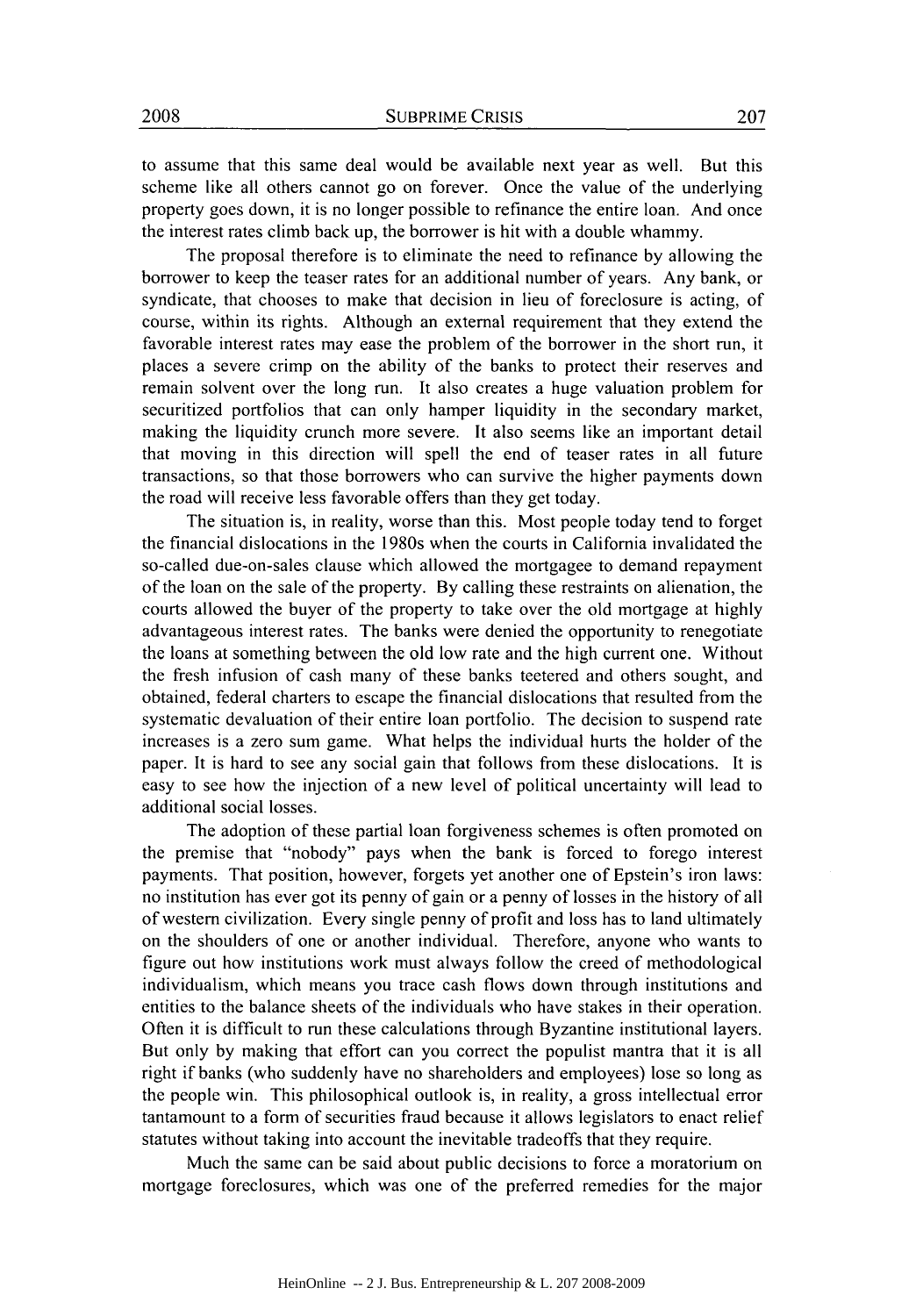to assume that this same deal would be available next year as well. But this scheme like all others cannot go on forever. Once the value of the underlying property goes down, it is no longer possible to refinance the entire loan. And once the interest rates climb back up, the borrower is hit with a double whammy.

The proposal therefore is to eliminate the need to refinance by allowing the borrower to keep the teaser rates for an additional number of years. Any bank, or syndicate, that chooses to make that decision in lieu of foreclosure is acting, of course, within its rights. Although an external requirement that they extend the favorable interest rates may ease the problem of the borrower in the short run, it places a severe crimp on the ability of the banks to protect their reserves and remain solvent over the long run. It also creates a huge valuation problem for securitized portfolios that can only hamper liquidity in the secondary market, making the liquidity crunch more severe. It also seems like an important detail that moving in this direction will spell the end of teaser rates in all future transactions, so that those borrowers who can survive the higher payments down the road will receive less favorable offers than they get today.

The situation is, in reality, worse than this. Most people today tend to forget the financial dislocations in the 1980s when the courts in California invalidated the so-called due-on-sales clause which allowed the mortgagee to demand repayment of the loan on the sale of the property. By calling these restraints on alienation, the courts allowed the buyer of the property to take over the old mortgage at highly advantageous interest rates. The banks were denied the opportunity to renegotiate the loans at something between the old low rate and the high current one. Without the fresh infusion of cash many of these banks teetered and others sought, and obtained, federal charters to escape the financial dislocations that resulted from the systematic devaluation of their entire loan portfolio. The decision to suspend rate increases is a zero sum game. What helps the individual hurts the holder of the paper. It is hard to see any social gain that follows from these dislocations. It is easy to see how the injection of a new level of political uncertainty will lead to additional social losses.

The adoption of these partial loan forgiveness schemes is often promoted on the premise that "nobody" pays when the bank is forced to forego interest payments. That position, however, forgets yet another one of Epstein's iron laws: no institution has ever got its penny of gain or a penny of losses in the history of all of western civilization. Every single penny of profit and loss has to land ultimately on the shoulders of one or another individual. Therefore, anyone who wants to figure out how institutions work must always follow the creed of methodological individualism, which means you trace cash flows down through institutions and entities to the balance sheets of the individuals who have stakes in their operation. Often it is difficult to run these calculations through Byzantine institutional layers. But only by making that effort can you correct the populist mantra that it is all right if banks (who suddenly have no shareholders and employees) lose so long as the people win. This philosophical outlook is, in reality, a gross intellectual error tantamount to a form of securities fraud because it allows legislators to enact relief statutes without taking into account the inevitable tradeoffs that they require.

Much the same can be said about public decisions to force a moratorium on mortgage foreclosures, which was one of the preferred remedies for the major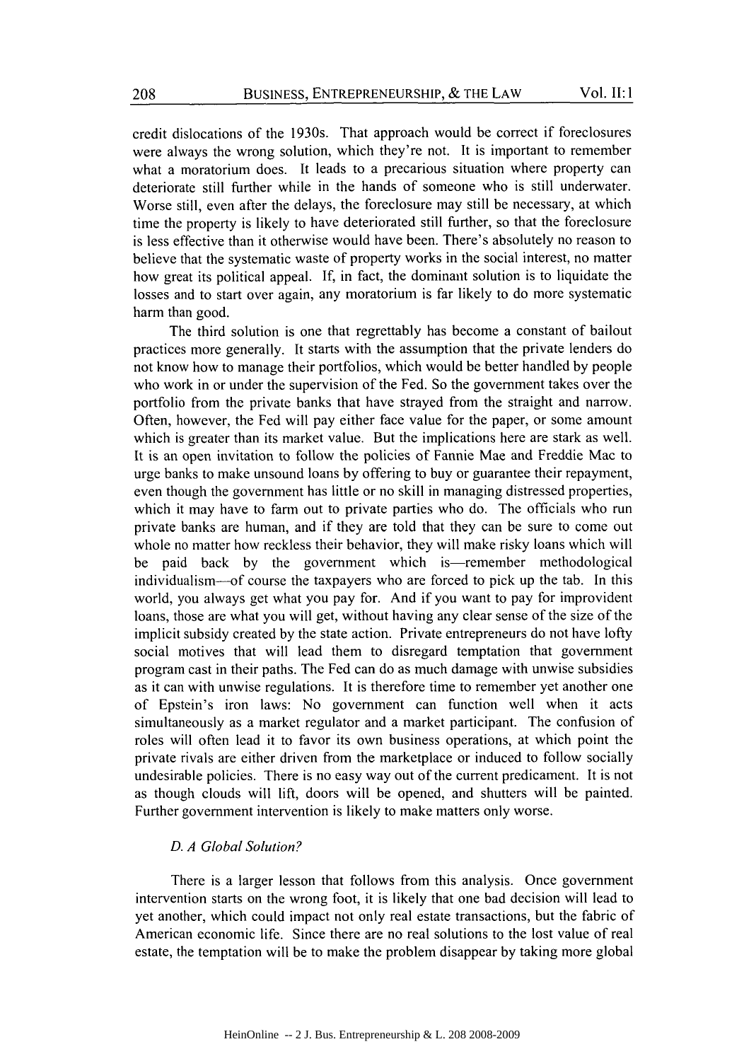credit dislocations of the 1930s. That approach would be correct if foreclosures were always the wrong solution, which they're not. It is important to remember what a moratorium does. It leads to a precarious situation where property can deteriorate still further while in the hands of someone who is still underwater. Worse still, even after the delays, the foreclosure may still be necessary, at which time the property is likely to have deteriorated still further, so that the foreclosure is less effective than it otherwise would have been. There's absolutely no reason to believe that the systematic waste of property works in the social interest, no matter how great its political appeal. If, in fact, the dominant solution is to liquidate the losses and to start over again, any moratorium is far likely to do more systematic harm than good.

The third solution is one that regrettably has become a constant of bailout practices more generally. It starts with the assumption that the private lenders do not know how to manage their portfolios, which would be better handled by people who work in or under the supervision of the Fed. So the government takes over the portfolio from the private banks that have strayed from the straight and narrow. Often, however, the Fed will pay either face value for the paper, or some amount which is greater than its market value. But the implications here are stark as well. It is an open invitation to follow the policies of Fannie Mae and Freddie Mac to urge banks to make unsound loans by offering to buy or guarantee their repayment, even though the government has little or no skill in managing distressed properties, which it may have to farm out to private parties who do. The officials who run private banks are human, and if they are told that they can be sure to come out whole no matter how reckless their behavior, they will make risky loans which will be paid back by the government which is—remember methodological individualism—of course the taxpayers who are forced to pick up the tab. In this world, you always get what you pay for. And if you want to pay for improvident loans, those are what you will get, without having any clear sense of the size of the implicit subsidy created by the state action. Private entrepreneurs do not have lofty social motives that will lead them to disregard temptation that government program cast in their paths. The Fed can do as much damage with unwise subsidies as it can with unwise regulations. It is therefore time to remember yet another one of Epstein's iron laws: No government can function well when it acts simultaneously as a market regulator and a market participant. The confusion of roles will often lead it to favor its own business operations, at which point the private rivals are either driven from the marketplace or induced to follow socially undesirable policies. There is no easy way out of the current predicament. It is not as though clouds will lift, doors will be opened, and shutters will be painted. Further government intervention is likely to make matters only worse.

### *D. A Global Solution?*

There is a larger lesson that follows from this analysis. Once government intervention starts on the wrong foot, it is likely that one bad decision will lead to yet another, which could impact not only real estate transactions, but the fabric of American economic life. Since there are no real solutions to the lost value of real estate, the temptation will be to make the problem disappear by taking more global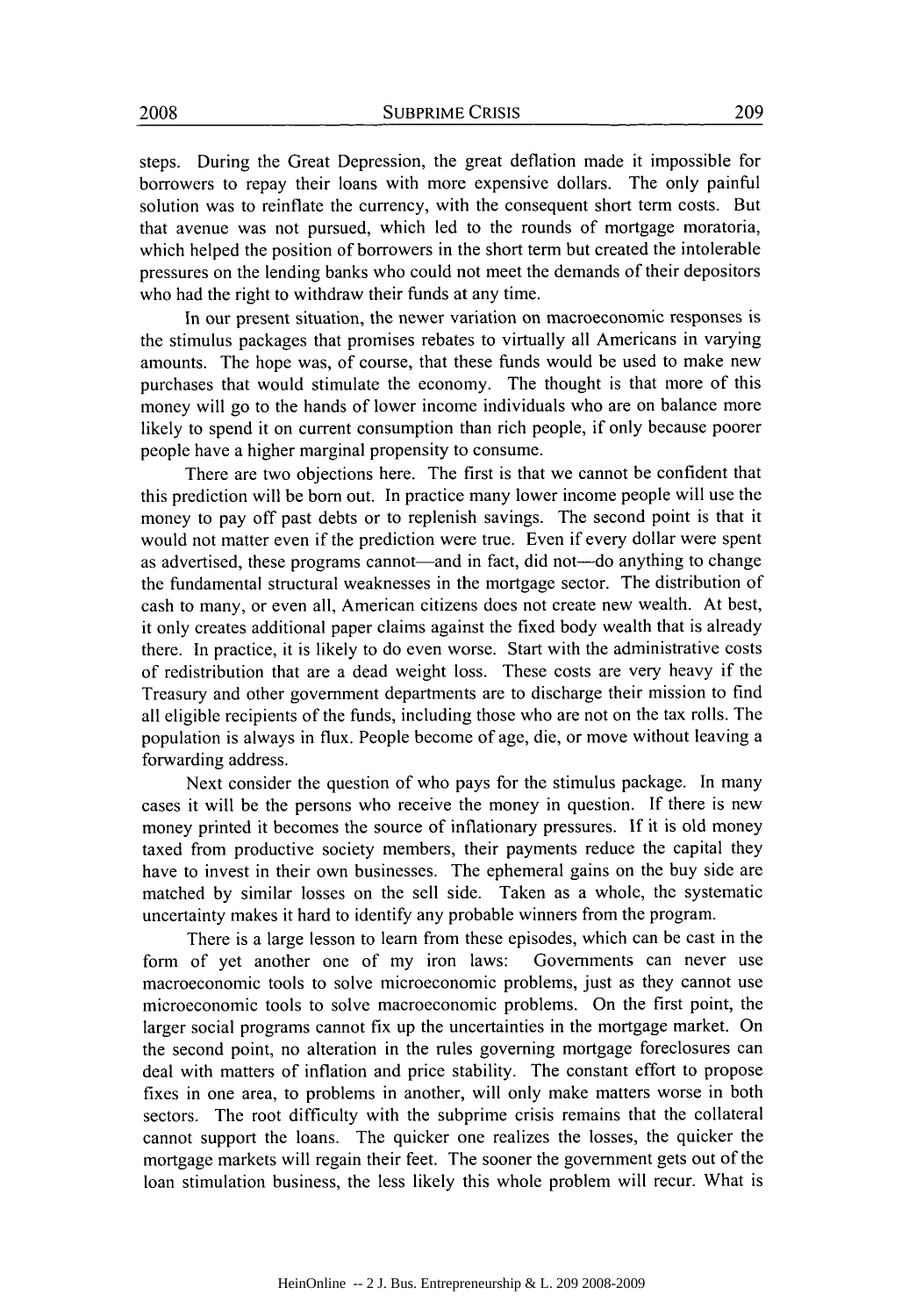steps. During the Great Depression, the great deflation made it impossible for borrowers to repay their loans with more expensive dollars. The only painful solution was to reinflate the currency, with the consequent short term costs. But that avenue was not pursued, which led to the rounds of mortgage moratoria, which helped the position of borrowers in the short term but created the intolerable pressures on the lending banks who could not meet the demands of their depositors who had the right to withdraw their funds at any time.

In our present situation, the newer variation on macroeconomic responses is the stimulus packages that promises rebates to virtually all Americans in varying amounts. The hope was, of course, that these funds would be used to make new purchases that would stimulate the economy. The thought is that more of this money will go to the hands of lower income individuals who are on balance more likely to spend it on current consumption than rich people, if only because poorer people have a higher marginal propensity to consume.

There are two objections here. The first is that we cannot be confident that this prediction will be born out. In practice many lower income people will use the money to pay off past debts or to replenish savings. The second point is that it would not matter even if the prediction were true. Even if every dollar were spent as advertised, these programs cannot—and in fact, did not—do anything to change the fundamental structural weaknesses in the mortgage sector. The distribution of cash to many, or even all, American citizens does not create new wealth. At best, it only creates additional paper claims against the fixed body wealth that is already there. In practice, it is likely to do even worse. Start with the administrative costs of redistribution that are a dead weight loss. These costs are very heavy if the Treasury and other government departments are to discharge their mission to find all eligible recipients of the funds, including those who are not on the tax rolls. The population is always in flux. People become of age, die, or move without leaving a forwarding address.

Next consider the question of who pays for the stimulus package. In many cases it will be the persons who receive the money in question. If there is new money printed it becomes the source of inflationary pressures. If it is old money taxed from productive society members, their payments reduce the capital they have to invest in their own businesses. The ephemeral gains on the buy side are matched by similar losses on the sell side. Taken as a whole, the systematic uncertainty makes it hard to identify any probable winners from the program.

There is a large lesson to learn from these episodes, which can be cast in the form of yet another one of my iron laws: Governments can never use macroeconomic tools to solve microeconomic problems, just as they cannot use microeconomic tools to solve macroeconomic problems. On the first point, the larger social programs cannot fix up the uncertainties in the mortgage market. On the second point, no alteration in the rules governing mortgage foreclosures can deal with matters of inflation and price stability. The constant effort to propose fixes in one area, to problems in another, will only make matters worse in both sectors. The root difficulty with the subprime crisis remains that the collateral cannot support the loans. The quicker one realizes the losses, the quicker the mortgage markets will regain their feet. The sooner the government gets out of the loan stimulation business, the less likely this whole problem will recur. What is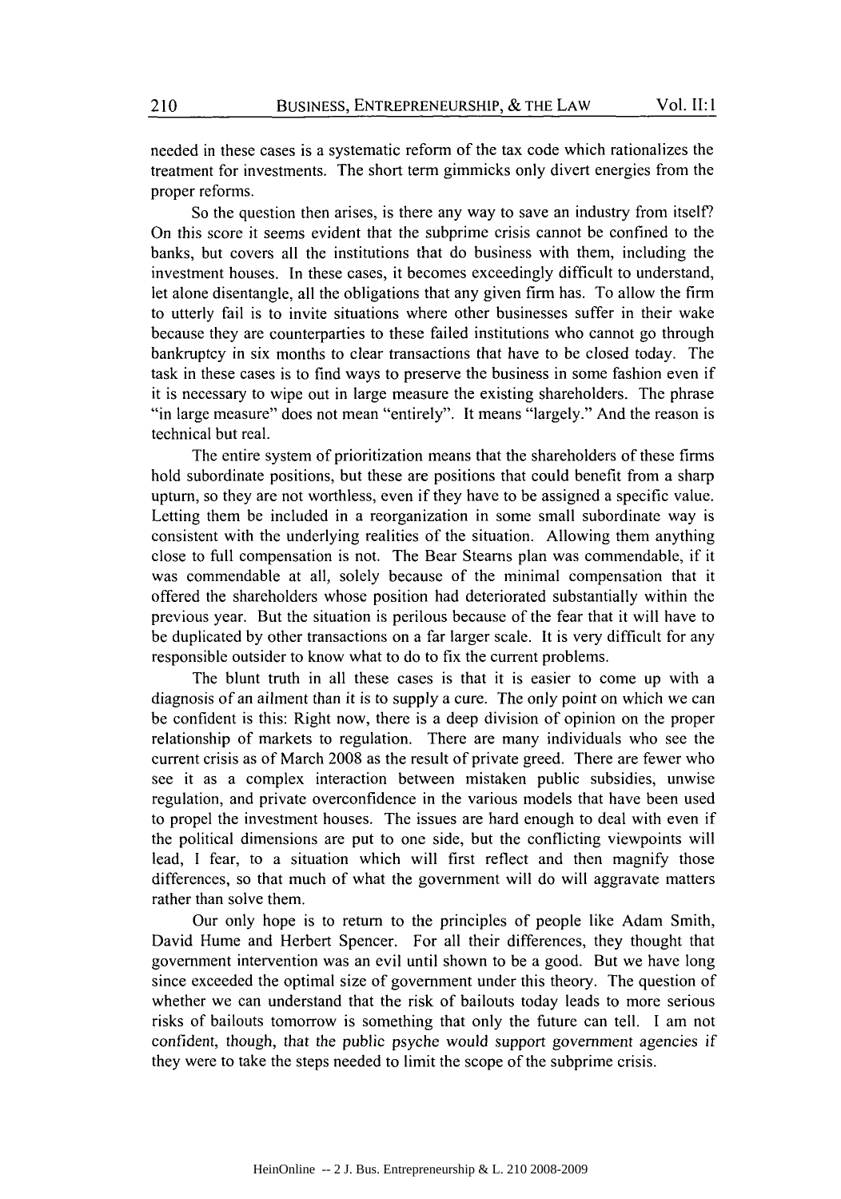needed in these cases is a systematic reform of the tax code which rationalizes the treatment for investments. The short term gimmicks only divert energies from the proper reforms.

So the question then arises, is there any way to save an industry from itself? On this score it seems evident that the subprime crisis cannot be confined to the banks, but covers all the institutions that do business with them, including the investment houses. In these cases, it becomes exceedingly difficult to understand, let alone disentangle, all the obligations that any given firm has. To allow the firm to utterly fail is to invite situations where other businesses suffer in their wake because they are counterparties to these failed institutions who cannot go through bankruptcy in six months to clear transactions that have to be closed today. The task in these cases is to find ways to preserve the business in some fashion even if it is necessary to wipe out in large measure the existing shareholders. The phrase "in large measure" does not mean "entirely". It means "largely." And the reason is technical but real.

The entire system of prioritization means that the shareholders of these firms hold subordinate positions, but these are positions that could benefit from a sharp upturn, so they are not worthless, even if they have to be assigned a specific value. Letting them be included in a reorganization in some small subordinate way is consistent with the underlying realities of the situation. Allowing them anything close to full compensation is not. The Bear Stearns plan was commendable, if it was commendable at all, solely because of the minimal compensation that it offered the shareholders whose position had deteriorated substantially within the previous year. But the situation is perilous because of the fear that it will have to be duplicated by other transactions on a far larger scale. It is very difficult for any responsible outsider to know what to do to fix the current problems.

The blunt truth in all these cases is that it is easier to come up with a diagnosis of an ailment than it is to supply a cure. The only point on which we can be confident is this: Right now, there is a deep division of opinion on the proper relationship of markets to regulation. There are many individuals who see the current crisis as of March 2008 as the result of private greed. There are fewer who see it as a complex interaction between mistaken public subsidies, unwise regulation, and private overconfidence in the various models that have been used to propel the investment houses. The issues are hard enough to deal with even if the political dimensions are put to one side, but the conflicting viewpoints will lead, I fear, to a situation which will first reflect and then magnify those differences, so that much of what the government will do will aggravate matters rather than solve them.

Our only hope is to return to the principles of people like Adam Smith, David Hume and Herbert Spencer. For all their differences, they thought that government intervention was an evil until shown to be a good. But we have long since exceeded the optimal size of government under this theory. The question of whether we can understand that the risk of bailouts today leads to more serious risks of bailouts tomorrow is something that only the future can tell. I am not confident, though, that the public psyche would support government agencies if they were to take the steps needed to limit the scope of the subprime crisis.